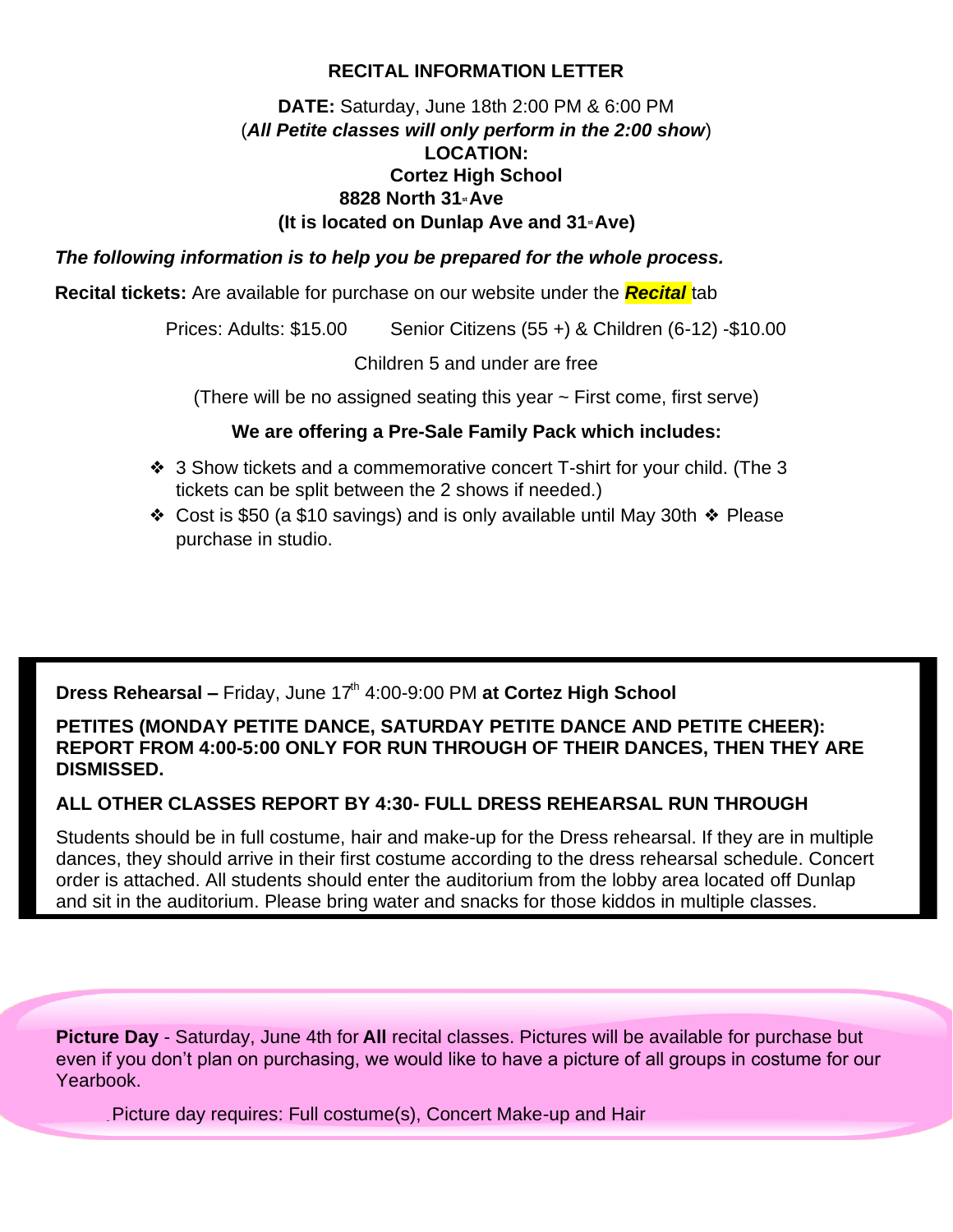# RECITAL INFORMATION LETTER

**DATE:** Saturday, June 18th 2:00 PM & 6:00 PM
(***All Petite classes will only perform in the 2:00 show***)
**LOCATION:**
**Cortez High School**
**8828 North 31st Ave**
**(It is located on Dunlap Ave and 31st Ave)**

***The following information is to help you be prepared for the whole process.***

**Recital tickets:** Are available for purchase on our website under the ***Recital*** tab

Prices: Adults: $15.00 Senior Citizens (55 +) & Children (6-12) -$10.00

Children 5 and under are free

(There will be no assigned seating this year ~ First come, first serve)

**We are offering a Pre-Sale Family Pack which includes:**

- 3 Show tickets and a commemorative concert T-shirt for your child. (The 3 tickets can be split between the 2 shows if needed.)
- Cost is $50 (a $10 savings) and is only available until May 30th ❖ Please purchase in studio.

**Dress Rehearsal –** Friday, June 17th 4:00-9:00 PM **at Cortez High School**

**PETITES (MONDAY PETITE DANCE, SATURDAY PETITE DANCE AND PETITE CHEER): REPORT FROM 4:00-5:00 ONLY FOR RUN THROUGH OF THEIR DANCES, THEN THEY ARE DISMISSED.**

**ALL OTHER CLASSES REPORT BY 4:30- FULL DRESS REHEARSAL RUN THROUGH**

Students should be in full costume, hair and make-up for the Dress rehearsal. If they are in multiple dances, they should arrive in their first costume according to the dress rehearsal schedule. Concert order is attached. All students should enter the auditorium from the lobby area located off Dunlap and sit in the auditorium. Please bring water and snacks for those kiddos in multiple classes.

**Picture Day** - Saturday, June 4th for **All** recital classes. Pictures will be available for purchase but even if you don't plan on purchasing, we would like to have a picture of all groups in costume for our Yearbook.

Picture day requires: Full costume(s), Concert Make-up and Hair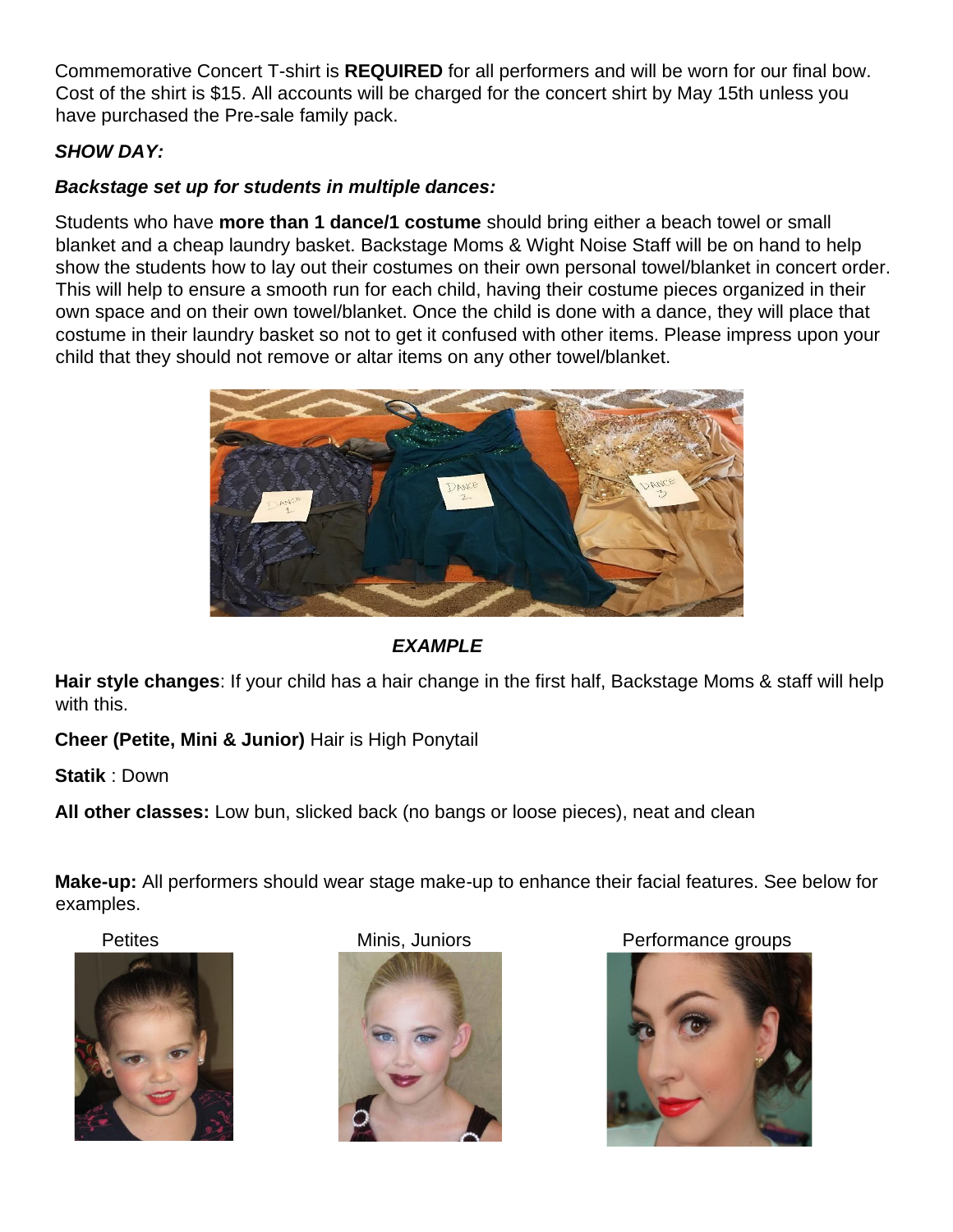Commemorative Concert T-shirt is **REQUIRED** for all performers and will be worn for our final bow. Cost of the shirt is $15. All accounts will be charged for the concert shirt by May 15th unless you have purchased the Pre-sale family pack.

***SHOW DAY:***

***Backstage set up for students in multiple dances:***

Students who have **more than 1 dance/1 costume** should bring either a beach towel or small blanket and a cheap laundry basket. Backstage Moms & Wight Noise Staff will be on hand to help show the students how to lay out their costumes on their own personal towel/blanket in concert order. This will help to ensure a smooth run for each child, having their costume pieces organized in their own space and on their own towel/blanket. Once the child is done with a dance, they will place that costume in their laundry basket so not to get it confused with other items. Please impress upon your child that they should not remove or altar items on any other towel/blanket.

***EXAMPLE***

**Hair style changes**: If your child has a hair change in the first half, Backstage Moms & staff will help with this.

**Cheer (Petite, Mini & Junior)** Hair is High Ponytail

**Statik** : Down

**All other classes:** Low bun, slicked back (no bangs or loose pieces), neat and clean

**Make-up:** All performers should wear stage make-up to enhance their facial features. See below for examples.

Petites

Minis, Juniors

Performance groups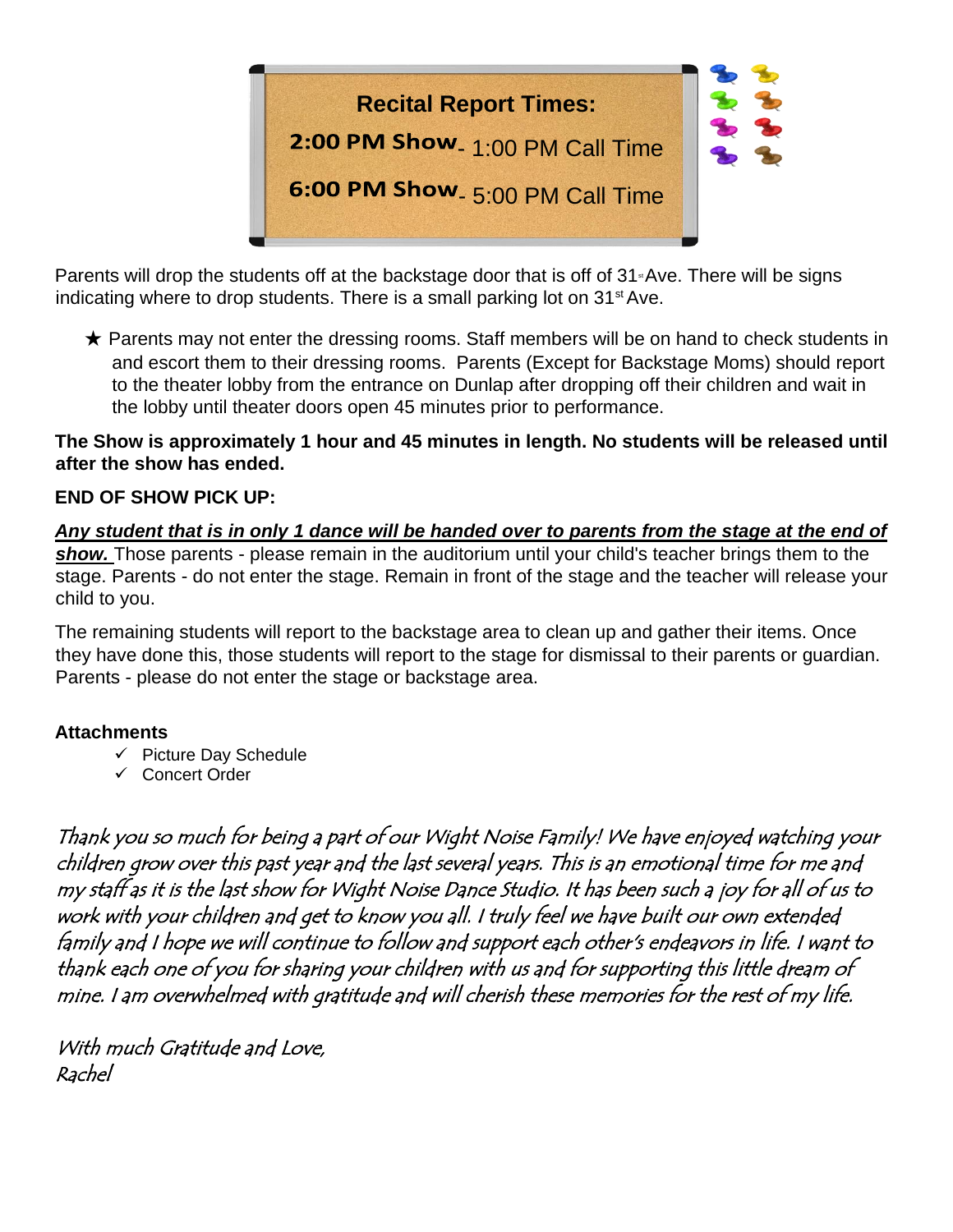**Recital Report Times:**

**2:00 PM Show**- 1:00 PM Call Time

**6:00 PM Show**- 5:00 PM Call Time

Parents will drop the students off at the backstage door that is off of 31st Ave. There will be signs indicating where to drop students. There is a small parking lot on 31st Ave.

★ Parents may not enter the dressing rooms. Staff members will be on hand to check students in and escort them to their dressing rooms. Parents (Except for Backstage Moms) should report to the theater lobby from the entrance on Dunlap after dropping off their children and wait in the lobby until theater doors open 45 minutes prior to performance.

**The Show is approximately 1 hour and 45 minutes in length. No students will be released until after the show has ended.**

**END OF SHOW PICK UP:**

***<u>Any student that is in only 1 dance will be handed over to parents from the stage at the end of show.</u>*** Those parents - please remain in the auditorium until your child's teacher brings them to the stage. Parents - do not enter the stage. Remain in front of the stage and the teacher will release your child to you.

The remaining students will report to the backstage area to clean up and gather their items. Once they have done this, those students will report to the stage for dismissal to their parents or guardian. Parents - please do not enter the stage or backstage area.

**Attachments**

- ✓ Picture Day Schedule
- ✓ Concert Order

*Thank you so much for being a part of our Wight Noise Family! We have enjoyed watching your children grow over this past year and the last several years. This is an emotional time for me and my staff as it is the last show for Wight Noise Dance Studio. It has been such a joy for all of us to work with your children and get to know you all. I truly feel we have built our own extended family and I hope we will continue to follow and support each other's endeavors in life. I want to thank each one of you for sharing your children with us and for supporting this little dream of mine. I am overwhelmed with gratitude and will cherish these memories for the rest of my life.*

*With much Gratitude and Love,*
*Rachel*